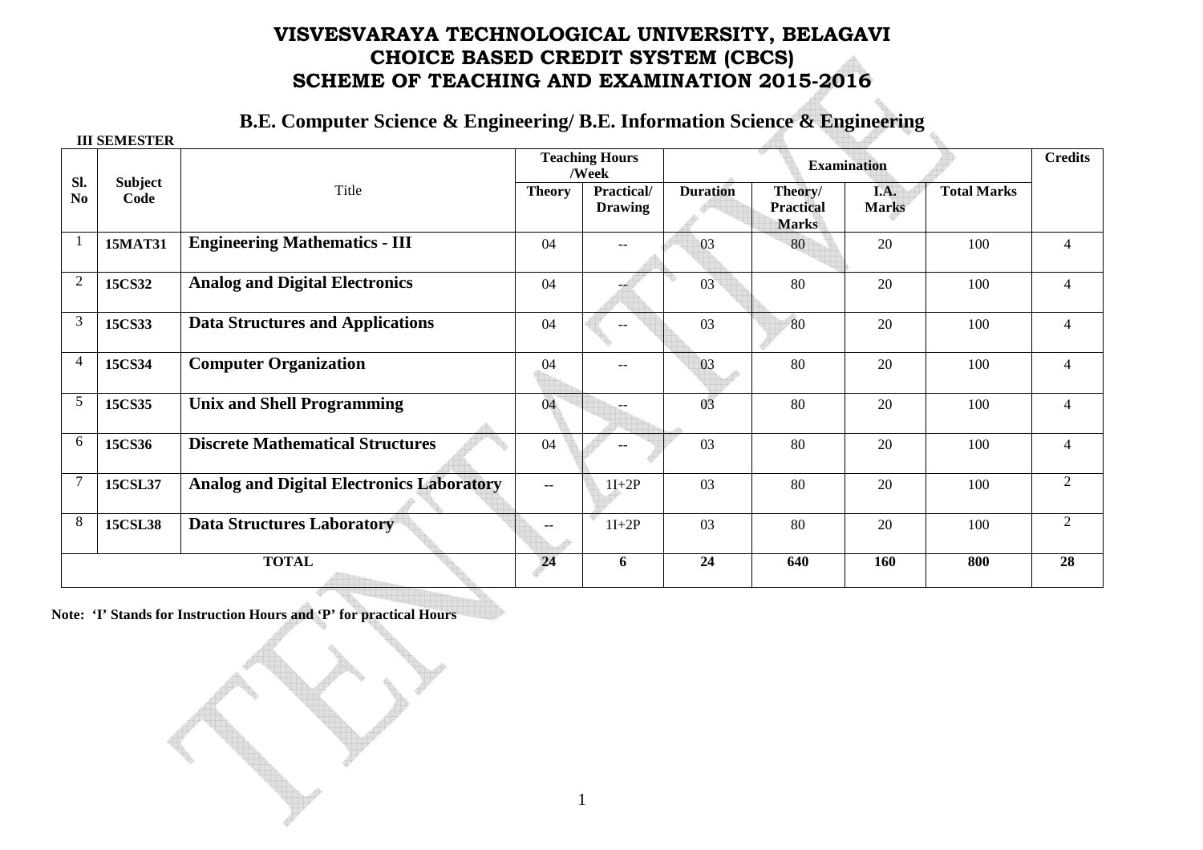# VISVESVARAYA TECHNOLOGICAL UNIVERSITY, BELAGAVI
# CHOICE BASED CREDIT SYSTEM (CBCS)
# SCHEME OF TEACHING AND EXAMINATION 2015-2016

## B.E. Computer Science & Engineering/ B.E. Information Science & Engineering

**III SEMESTER**

| Sl. No | Subject Code | Title | Teaching Hours /Week | | Examination | | | | Credits |
|---|---|---|---|---|---|---|---|---|---|
| | | | Theory | Practical/ Drawing | Duration | Theory/ Practical Marks | I.A. Marks | Total Marks | |
| 1 | 15MAT31 | **Engineering Mathematics - III** | 04 | -- | 03 | 80 | 20 | 100 | 4 |
| 2 | 15CS32 | **Analog and Digital Electronics** | 04 | -- | 03 | 80 | 20 | 100 | 4 |
| 3 | 15CS33 | **Data Structures and Applications** | 04 | -- | 03 | 80 | 20 | 100 | 4 |
| 4 | 15CS34 | **Computer Organization** | 04 | -- | 03 | 80 | 20 | 100 | 4 |
| 5 | 15CS35 | **Unix and Shell Programming** | 04 | -- | 03 | 80 | 20 | 100 | 4 |
| 6 | 15CS36 | **Discrete Mathematical Structures** | 04 | -- | 03 | 80 | 20 | 100 | 4 |
| 7 | 15CSL37 | **Analog and Digital Electronics Laboratory** | -- | 1I+2P | 03 | 80 | 20 | 100 | 2 |
| 8 | 15CSL38 | **Data Structures Laboratory** | -- | 1I+2P | 03 | 80 | 20 | 100 | 2 |
| **TOTAL** | | | **24** | **6** | **24** | **640** | **160** | **800** | **28** |

**Note: 'I' Stands for Instruction Hours and 'P' for practical Hours**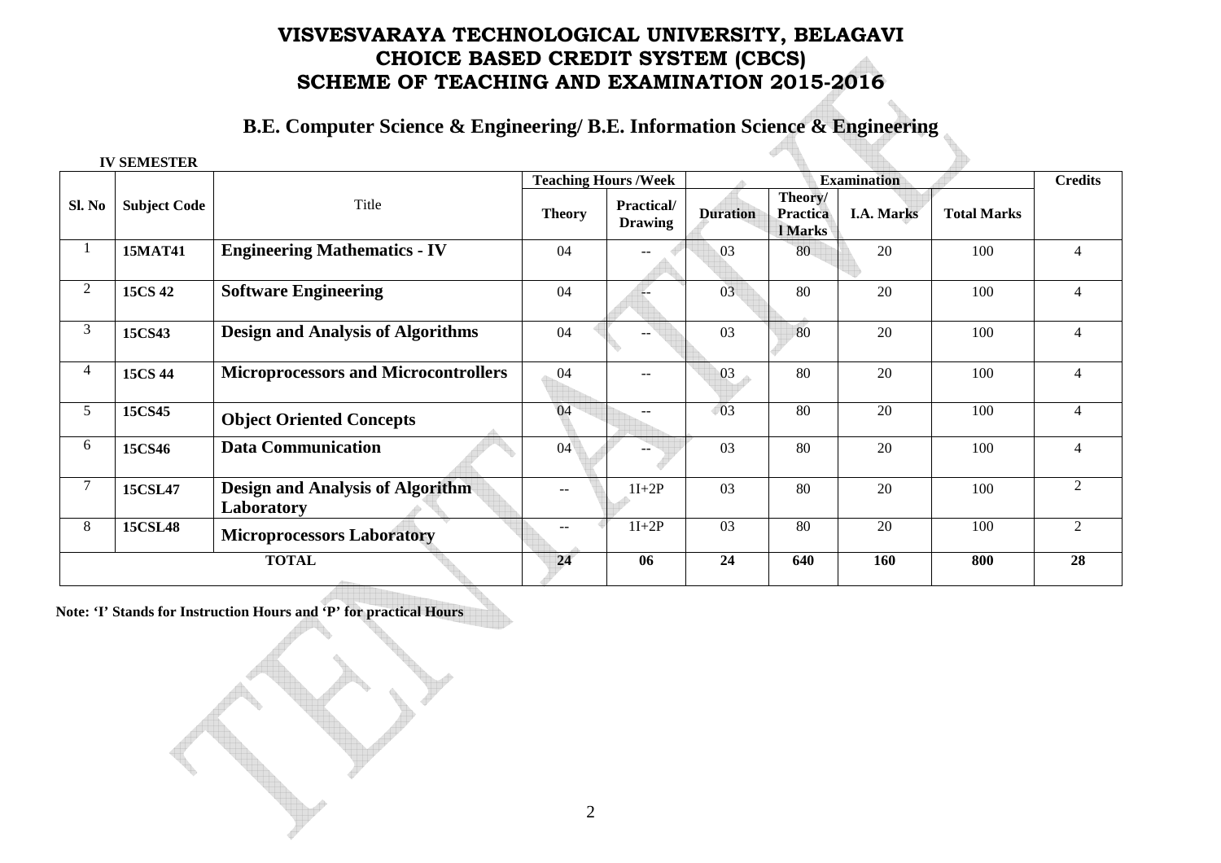# VISVESVARAYA TECHNOLOGICAL UNIVERSITY, BELAGAVI
# CHOICE BASED CREDIT SYSTEM (CBCS)
# SCHEME OF TEACHING AND EXAMINATION 2015-2016

## B.E. Computer Science & Engineering/ B.E. Information Science & Engineering

**IV SEMESTER**

| Sl. No | Subject Code | Title | Teaching Hours /Week | | Examination | | | | Credits |
|---|---|---|---|---|---|---|---|---|---|
| | | | Theory | Practical/ Drawing | Duration | Theory/ Practical Marks | I.A. Marks | Total Marks | |
| 1 | **15MAT41** | **Engineering Mathematics - IV** | 04 | -- | 03 | 80 | 20 | 100 | 4 |
| 2 | **15CS 42** | **Software Engineering** | 04 | -- | 03 | 80 | 20 | 100 | 4 |
| 3 | **15CS43** | **Design and Analysis of Algorithms** | 04 | -- | 03 | 80 | 20 | 100 | 4 |
| 4 | **15CS 44** | **Microprocessors and Microcontrollers** | 04 | -- | 03 | 80 | 20 | 100 | 4 |
| 5 | **15CS45** | **Object Oriented Concepts** | 04 | -- | 03 | 80 | 20 | 100 | 4 |
| 6 | **15CS46** | **Data Communication** | 04 | -- | 03 | 80 | 20 | 100 | 4 |
| 7 | **15CSL47** | **Design and Analysis of Algorithm Laboratory** | -- | 1I+2P | 03 | 80 | 20 | 100 | 2 |
| 8 | **15CSL48** | **Microprocessors Laboratory** | -- | 1I+2P | 03 | 80 | 20 | 100 | 2 |
| **TOTAL** | | | **24** | **06** | **24** | **640** | **160** | **800** | **28** |

**Note: 'I' Stands for Instruction Hours and 'P' for practical Hours**